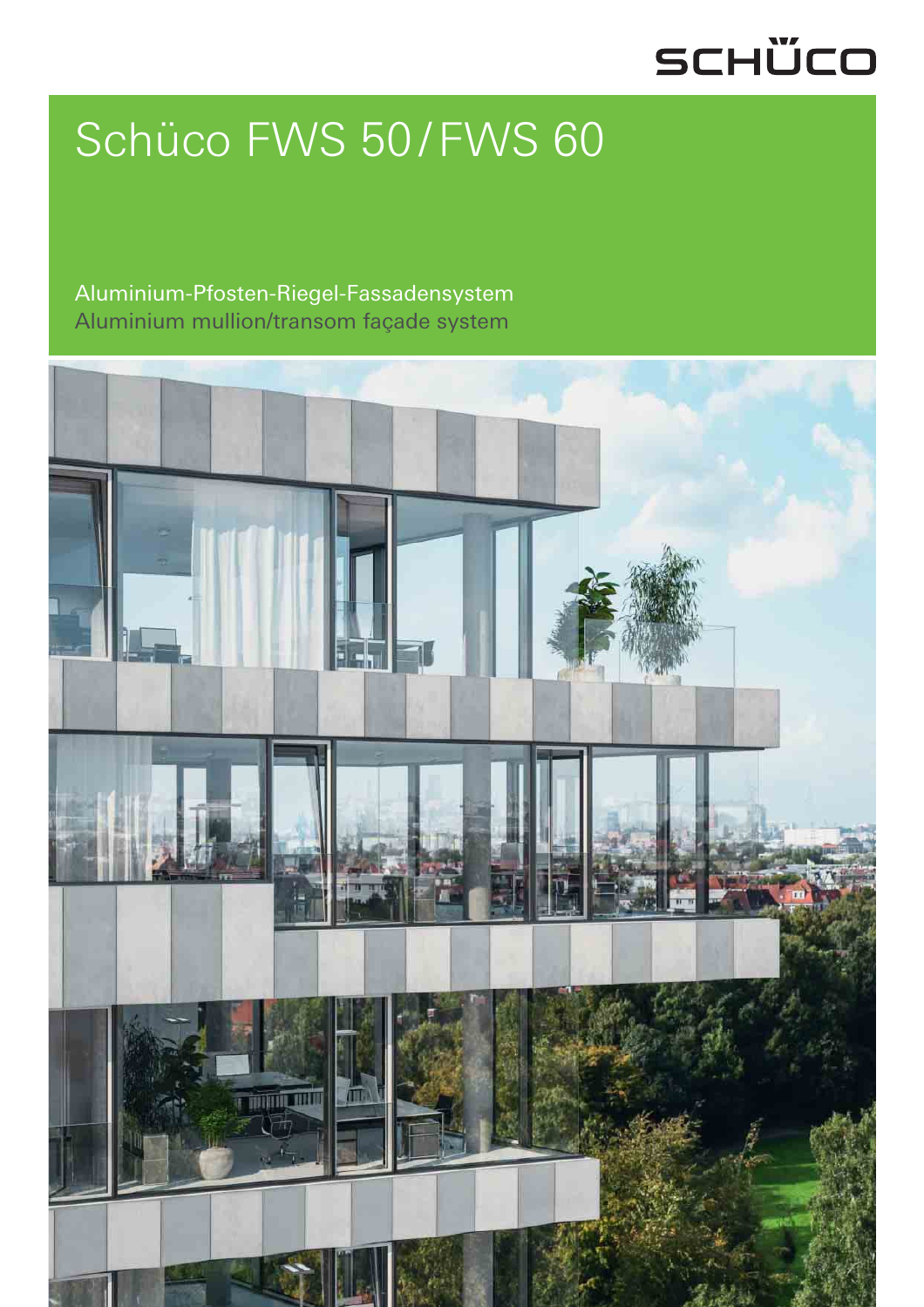SCHÜCO

# Schüco FWS 50 / FWS 60

Aluminium-Pfosten-Riegel-Fassadensystem
Aluminium mullion/transom façade system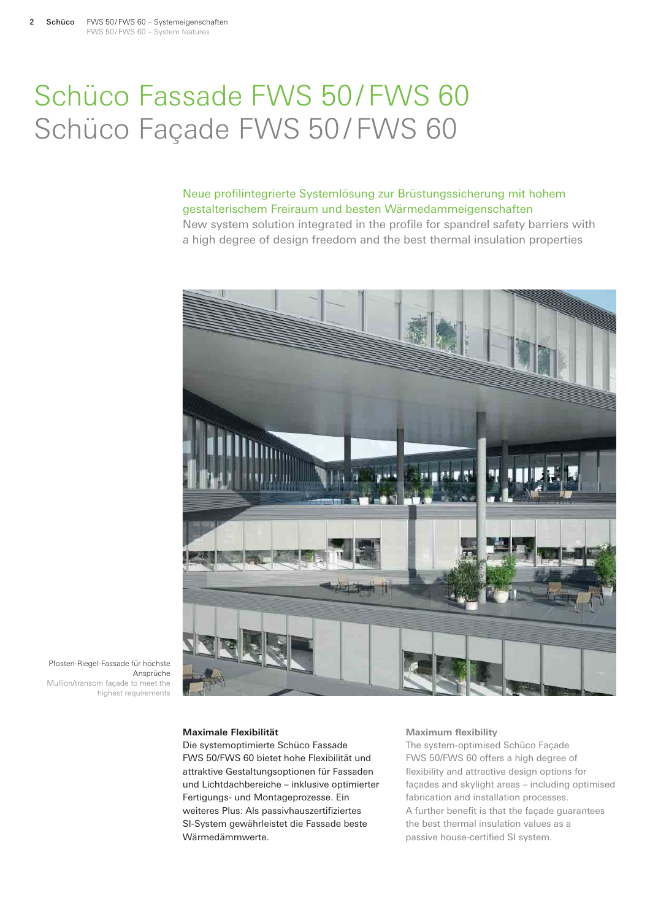# Schüco Fassade FWS 50/FWS 60
# Schüco Façade FWS 50/FWS 60

## Neue profilintegrierte Systemlösung zur Brüstungssicherung mit hohem gestalterischem Freiraum und besten Wärmedammeigenschaften
New system solution integrated in the profile for spandrel safety barriers with a high degree of design freedom and the best thermal insulation properties

Pfosten-Riegel-Fassade für höchste Ansprüche
Mullion/transom façade to meet the highest requirements

**Maximale Flexibilität**
Die systemoptimierte Schüco Fassade FWS 50/FWS 60 bietet hohe Flexibilität und attraktive Gestaltungsoptionen für Fassaden und Lichtdachbereiche – inklusive optimierter Fertigungs- und Montageprozesse. Ein weiteres Plus: Als passivhauszertifiziertes SI-System gewährleistet die Fassade beste Wärmedämmwerte.

**Maximum flexibility**
The system-optimised Schüco Façade FWS 50/FWS 60 offers a high degree of flexibility and attractive design options for façades and skylight areas – including optimised fabrication and installation processes.
A further benefit is that the façade guarantees the best thermal insulation values as a passive house-certified SI system.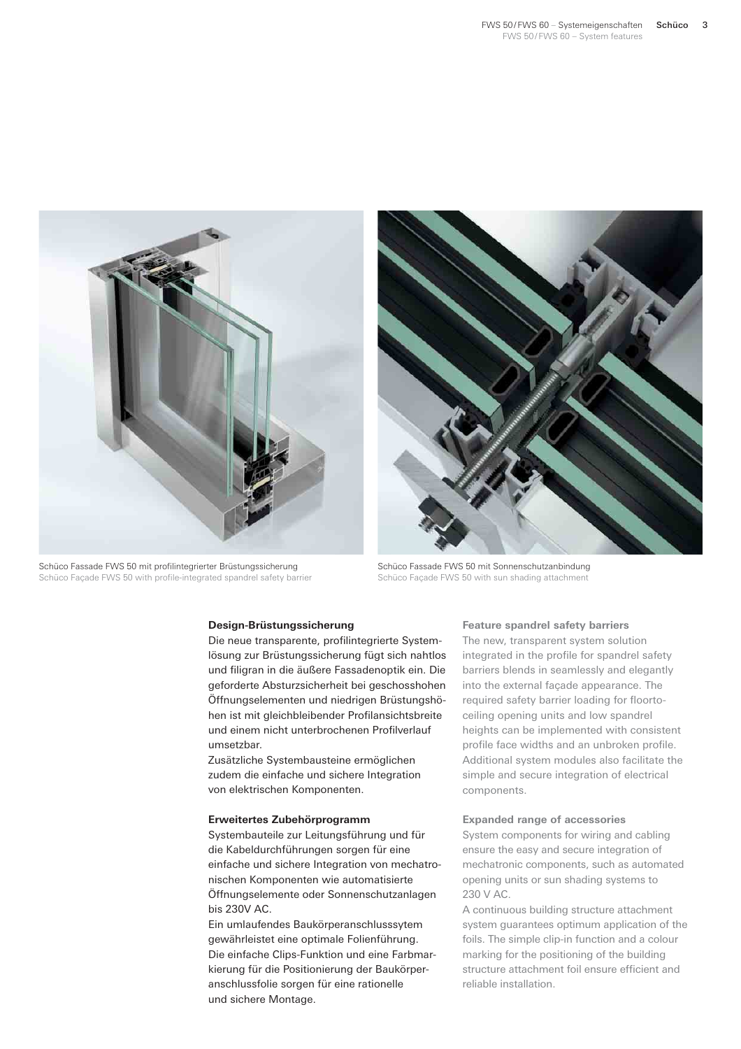Schüco Fassade FWS 50 mit profilintegrierter Brüstungssicherung
Schüco Façade FWS 50 with profile-integrated spandrel safety barrier

Schüco Fassade FWS 50 mit Sonnenschutzanbindung
Schüco Façade FWS 50 with sun shading attachment

**Design-Brüstungssicherung**

Die neue transparente, profilintegrierte Systemlösung zur Brüstungssicherung fügt sich nahtlos und filigran in die äußere Fassadenoptik ein. Die geforderte Absturzsicherheit bei geschosshohen Öffnungselementen und niedrigen Brüstungshöhen ist mit gleichbleibender Profilansichtsbreite und einem nicht unterbrochenen Profilverlauf umsetzbar.

Zusätzliche Systembausteine ermöglichen zudem die einfache und sichere Integration von elektrischen Komponenten.

**Erweitertes Zubehörprogramm**

Systembauteile zur Leitungsführung und für die Kabeldurchführungen sorgen für eine einfache und sichere Integration von mechatronischen Komponenten wie automatisierte Öffnungselemente oder Sonnenschutzanlagen bis 230V AC.

Ein umlaufendes Baukörperanschlusssytem gewährleistet eine optimale Folienführung. Die einfache Clips-Funktion und eine Farbmarkierung für die Positionierung der Baukörperanschlussfolie sorgen für eine rationelle und sichere Montage.

**Feature spandrel safety barriers**

The new, transparent system solution integrated in the profile for spandrel safety barriers blends in seamlessly and elegantly into the external façade appearance. The required safety barrier loading for floorto-ceiling opening units and low spandrel heights can be implemented with consistent profile face widths and an unbroken profile.

Additional system modules also facilitate the simple and secure integration of electrical components.

**Expanded range of accessories**

System components for wiring and cabling ensure the easy and secure integration of mechatronic components, such as automated opening units or sun shading systems to 230 V AC.

A continuous building structure attachment system guarantees optimum application of the foils. The simple clip-in function and a colour marking for the positioning of the building structure attachment foil ensure efficient and reliable installation.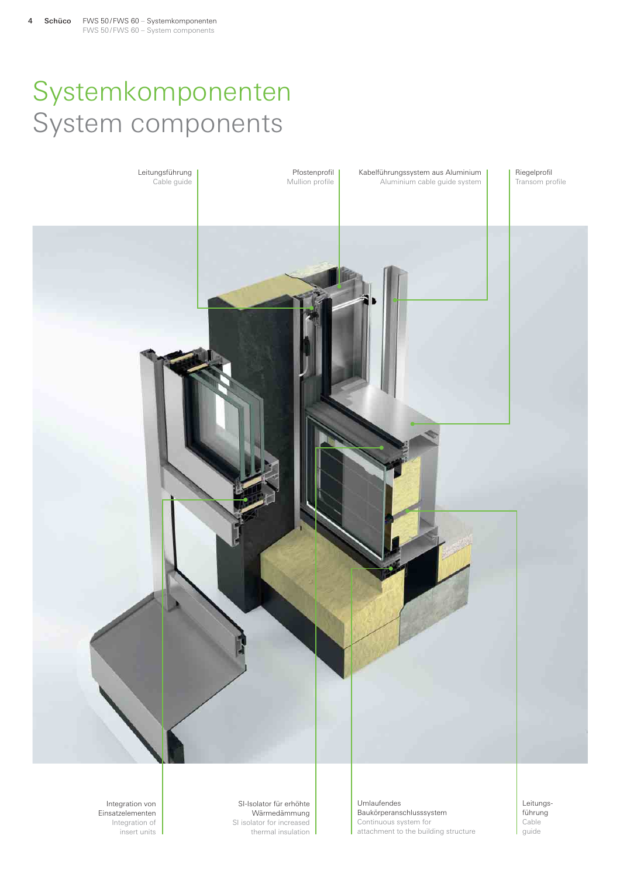# Systemkomponenten
# System components

Leitungsführung
Cable guide

Pfostenprofil
Mullion profile

Kabelführungssystem aus Aluminium
Aluminium cable guide system

Riegelprofil
Transom profile

Integration von Einsatzelementen
Integration of insert units

SI-Isolator für erhöhte Wärmedämmung
SI isolator for increased thermal insulation

Umlaufendes Baukörperanschlusssystem
Continuous system for attachment to the building structure

Leitungsführung
Cable guide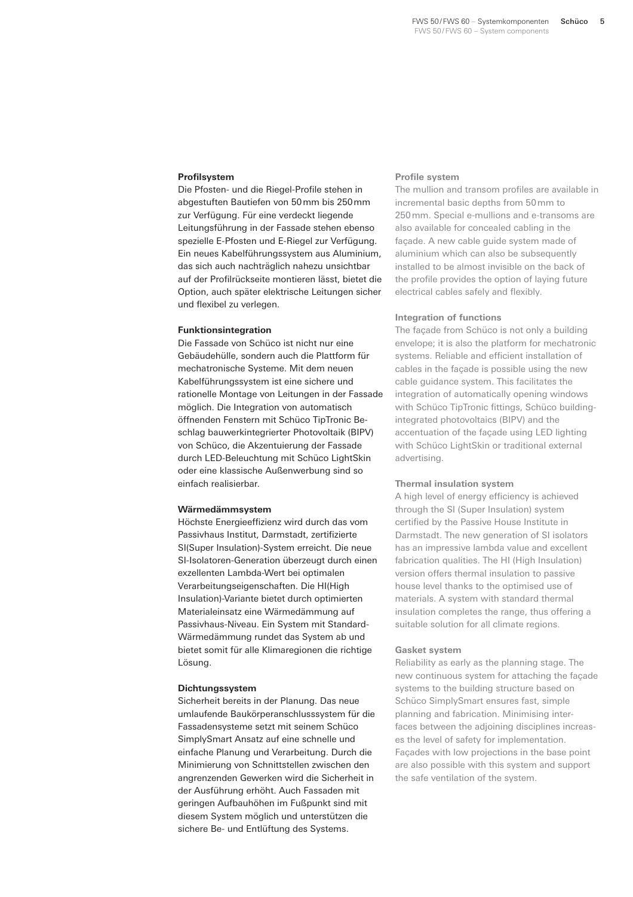### Profilsystem

Die Pfosten- und die Riegel-Profile stehen in abgestuften Bautiefen von 50 mm bis 250 mm zur Verfügung. Für eine verdeckt liegende Leitungsführung in der Fassade stehen ebenso spezielle E-Pfosten und E-Riegel zur Verfügung. Ein neues Kabelführungssystem aus Aluminium, das sich auch nachträglich nahezu unsichtbar auf der Profilrückseite montieren lässt, bietet die Option, auch später elektrische Leitungen sicher und flexibel zu verlegen.

### Funktionsintegration

Die Fassade von Schüco ist nicht nur eine Gebäudehülle, sondern auch die Plattform für mechatronische Systeme. Mit dem neuen Kabelführungssystem ist eine sichere und rationelle Montage von Leitungen in der Fassade möglich. Die Integration von automatisch öffnenden Fenstern mit Schüco TipTronic Beschlag bauwerkintegrierter Photovoltaik (BIPV) von Schüco, die Akzentuierung der Fassade durch LED-Beleuchtung mit Schüco LightSkin oder eine klassische Außenwerbung sind so einfach realisierbar.

### Wärmedämmsystem

Höchste Energieeffizienz wird durch das vom Passivhaus Institut, Darmstadt, zertifizierte SI(Super Insulation)-System erreicht. Die neue SI-Isolatoren-Generation überzeugt durch einen exzellenten Lambda-Wert bei optimalen Verarbeitungseigenschaften. Die HI(High Insulation)-Variante bietet durch optimierten Materialeinsatz eine Wärmedämmung auf Passivhaus-Niveau. Ein System mit Standard-Wärmedämmung rundet das System ab und bietet somit für alle Klimaregionen die richtige Lösung.

### Dichtungssystem

Sicherheit bereits in der Planung. Das neue umlaufende Baukörperanschlusssystem für die Fassadensysteme setzt mit seinem Schüco SimplySmart Ansatz auf eine schnelle und einfache Planung und Verarbeitung. Durch die Minimierung von Schnittstellen zwischen den angrenzenden Gewerken wird die Sicherheit in der Ausführung erhöht. Auch Fassaden mit geringen Aufbauhöhen im Fußpunkt sind mit diesem System möglich und unterstützen die sichere Be- und Entlüftung des Systems.

### Profile system

The mullion and transom profiles are available in incremental basic depths from 50 mm to 250 mm. Special e-mullions and e-transoms are also available for concealed cabling in the façade. A new cable guide system made of aluminium which can also be subsequently installed to be almost invisible on the back of the profile provides the option of laying future electrical cables safely and flexibly.

### Integration of functions

The façade from Schüco is not only a building envelope; it is also the platform for mechatronic systems. Reliable and efficient installation of cables in the façade is possible using the new cable guidance system. This facilitates the integration of automatically opening windows with Schüco TipTronic fittings, Schüco building-integrated photovoltaics (BIPV) and the accentuation of the façade using LED lighting with Schüco LightSkin or traditional external advertising.

### Thermal insulation system

A high level of energy efficiency is achieved through the SI (Super Insulation) system certified by the Passive House Institute in Darmstadt. The new generation of SI isolators has an impressive lambda value and excellent fabrication qualities. The HI (High Insulation) version offers thermal insulation to passive house level thanks to the optimised use of materials. A system with standard thermal insulation completes the range, thus offering a suitable solution for all climate regions.

### Gasket system

Reliability as early as the planning stage. The new continuous system for attaching the façade systems to the building structure based on Schüco SimplySmart ensures fast, simple planning and fabrication. Minimising interfaces between the adjoining disciplines increases the level of safety for implementation. Façades with low projections in the base point are also possible with this system and support the safe ventilation of the system.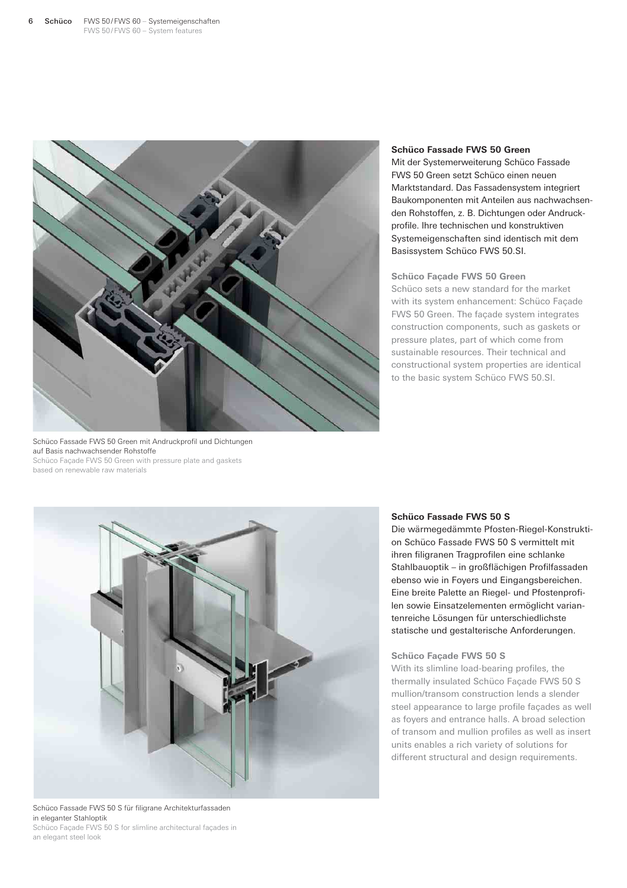Schüco Fassade FWS 50 Green mit Andruckprofil und Dichtungen auf Basis nachwachsender Rohstoffe
Schüco Façade FWS 50 Green with pressure plate and gaskets based on renewable raw materials

### Schüco Fassade FWS 50 Green

Mit der Systemerweiterung Schüco Fassade FWS 50 Green setzt Schüco einen neuen Marktstandard. Das Fassadensystem integriert Baukomponenten mit Anteilen aus nachwachsenden Rohstoffen, z. B. Dichtungen oder Andruckprofile. Ihre technischen und konstruktiven Systemeigenschaften sind identisch mit dem Basissystem Schüco FWS 50.SI.

### Schüco Façade FWS 50 Green

Schüco sets a new standard for the market with its system enhancement: Schüco Façade FWS 50 Green. The façade system integrates construction components, such as gaskets or pressure plates, part of which come from sustainable resources. Their technical and constructional system properties are identical to the basic system Schüco FWS 50.SI.

Schüco Fassade FWS 50 S für filigrane Architekturfassaden in eleganter Stahloptik
Schüco Façade FWS 50 S for slimline architectural façades in an elegant steel look

### Schüco Fassade FWS 50 S

Die wärmegedämmte Pfosten-Riegel-Konstruktion Schüco Fassade FWS 50 S vermittelt mit ihren filigranen Tragprofilen eine schlanke Stahlbauoptik – in großflächigen Profilfassaden ebenso wie in Foyers und Eingangsbereichen. Eine breite Palette an Riegel- und Pfostenprofilen sowie Einsatzelementen ermöglicht variantenreiche Lösungen für unterschiedlichste statische und gestalterische Anforderungen.

### Schüco Façade FWS 50 S

With its slimline load-bearing profiles, the thermally insulated Schüco Façade FWS 50 S mullion/transom construction lends a slender steel appearance to large profile façades as well as foyers and entrance halls. A broad selection of transom and mullion profiles as well as insert units enables a rich variety of solutions for different structural and design requirements.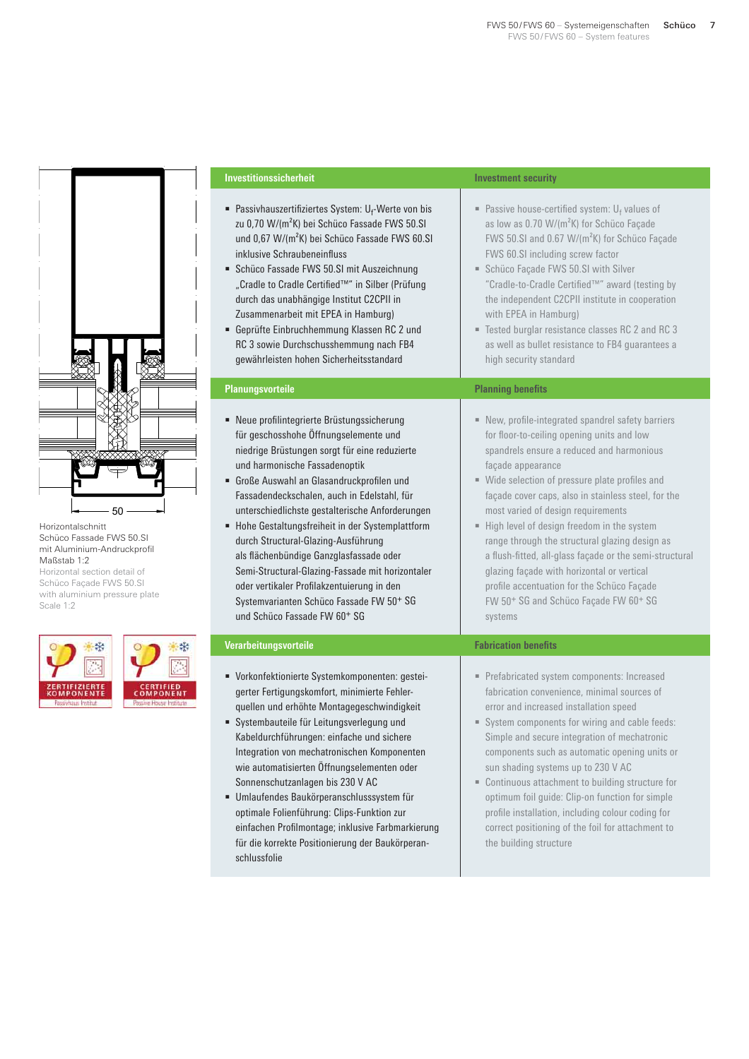Horizontalschnitt
Schüco Fassade FWS 50.SI
mit Aluminium-Andruckprofil
Maßstab 1:2

Horizontal section detail of
Schüco Façade FWS 50.SI
with aluminium pressure plate
Scale 1:2

ZERTIFIZIERTE KOMPONENTE
Passivhaus Institut

CERTIFIED COMPONENT
Passive House Institute

| Investitionssicherheit | Investment security |
|---|---|
| ▪ Passivhauszertifiziertes System: $U_f$-Werte von bis zu 0,70 $W/(m^2K)$ bei Schüco Fassade FWS 50.SI und 0,67 $W/(m^2K)$ bei Schüco Fassade FWS 60.SI inklusive Schraubeneinfluss<br>▪ Schüco Fassade FWS 50.SI mit Auszeichnung „Cradle to Cradle Certified™" in Silber (Prüfung durch das unabhängige Institut C2CPII in Zusammenarbeit mit EPEA in Hamburg)<br>▪ Geprüfte Einbruchhemmung Klassen RC 2 und RC 3 sowie Durchschusshemmung nach FB4 gewährleisten hohen Sicherheitsstandard | ▪ Passive house-certified system: $U_f$ values of as low as 0.70 $W/(m^2K)$ for Schüco Façade FWS 50.SI and 0.67 $W/(m^2K)$ for Schüco Façade FWS 60.SI including screw factor<br>▪ Schüco Façade FWS 50.SI with Silver "Cradle-to-Cradle Certified™" award (testing by the independent C2CPII institute in cooperation with EPEA in Hamburg)<br>▪ Tested burglar resistance classes RC 2 and RC 3 as well as bullet resistance to FB4 guarantees a high security standard |
| **Planungsvorteile** | **Planning benefits** |
| ▪ Neue profilintegrierte Brüstungssicherung für geschosshohe Öffnungselemente und niedrige Brüstungen sorgt für eine reduzierte und harmonische Fassadenoptik<br>▪ Große Auswahl an Glasandruckprofilen und Fassadendeckschalen, auch in Edelstahl, für unterschiedlichste gestalterische Anforderungen<br>▪ Hohe Gestaltungsfreiheit in der Systemplattform durch Structural-Glazing-Ausführung als flächenbündige Ganzglasfassade oder Semi-Structural-Glazing-Fassade mit horizontaler oder vertikaler Profilakzentuierung in den Systemvarianten Schüco Fassade FW 50+ SG und Schüco Fassade FW 60+ SG | ▪ New, profile-integrated spandrel safety barriers for floor-to-ceiling opening units and low spandrels ensure a reduced and harmonious façade appearance<br>▪ Wide selection of pressure plate profiles and façade cover caps, also in stainless steel, for the most varied of design requirements<br>▪ High level of design freedom in the system range through the structural glazing design as a flush-fitted, all-glass façade or the semi-structural glazing façade with horizontal or vertical profile accentuation for the Schüco Façade FW 50+ SG and Schüco Façade FW 60+ SG systems |
| **Verarbeitungsvorteile** | **Fabrication benefits** |
| ▪ Vorkonfektionierte Systemkomponenten: gesteigerter Fertigungskomfort, minimierte Fehlerquellen und erhöhte Montagegeschwindigkeit<br>▪ Systembauteile für Leitungsverlegung und Kabeldurchführungen: einfache und sichere Integration von mechatronischen Komponenten wie automatisierten Öffnungselementen oder Sonnenschutzanlagen bis 230 V AC<br>▪ Umlaufendes Baukörperanschlusssystem für optimale Folienführung: Clips-Funktion zur einfachen Profilmontage; inklusive Farbmarkierung für die korrekte Positionierung der Baukörperanschlussfolie | ▪ Prefabricated system components: Increased fabrication convenience, minimal sources of error and increased installation speed<br>▪ System components for wiring and cable feeds: Simple and secure integration of mechatronic components such as automatic opening units or sun shading systems up to 230 V AC<br>▪ Continuous attachment to building structure for optimum foil guide: Clip-on function for simple profile installation, including colour coding for correct positioning of the foil for attachment to the building structure |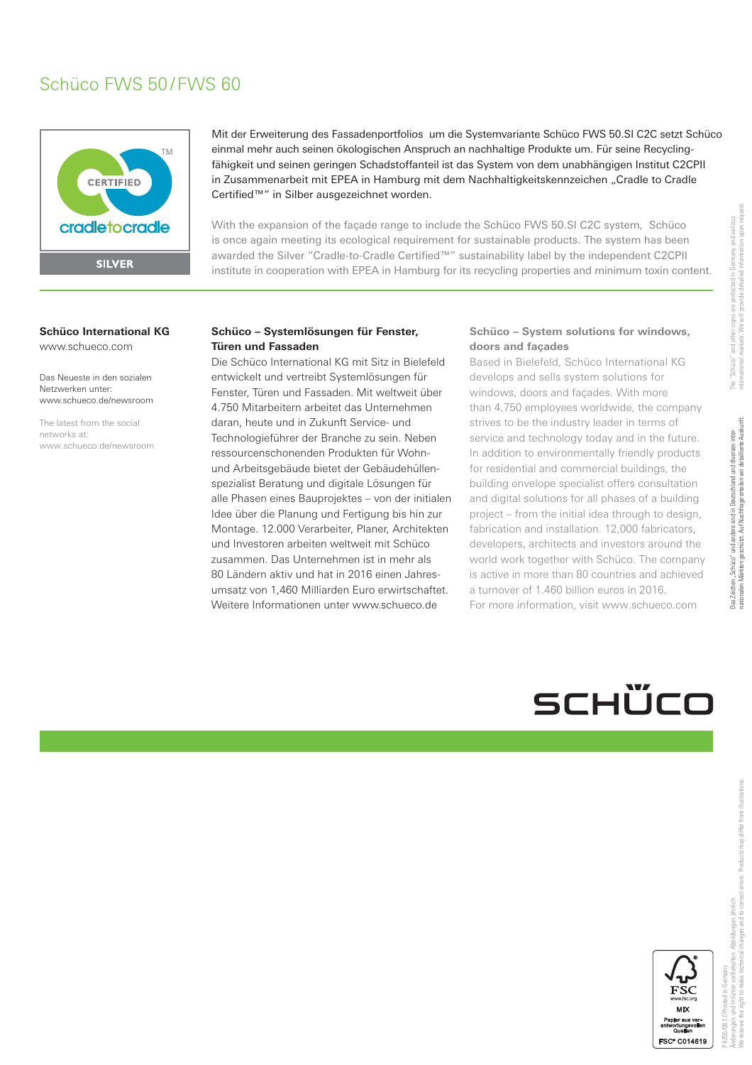# Schüco FWS 50 / FWS 60

CERTIFIED
cradletocradle
SILVER

Mit der Erweiterung des Fassadenportfolios um die Systemvariante Schüco FWS 50.SI C2C setzt Schüco einmal mehr auch seinen ökologischen Anspruch an nachhaltige Produkte um. Für seine Recyclingfähigkeit und seinen geringen Schadstoffanteil ist das System von dem unabhängigen Institut C2CPII in Zusammenarbeit mit EPEA in Hamburg mit dem Nachhaltigkeitskennzeichen „Cradle to Cradle Certified™" in Silber ausgezeichnet worden.

With the expansion of the façade range to include the Schüco FWS 50.SI C2C system, Schüco is once again meeting its ecological requirement for sustainable products. The system has been awarded the Silver "Cradle-to-Cradle Certified™" sustainability label by the independent C2CPII institute in cooperation with EPEA in Hamburg for its recycling properties and minimum toxin content.

**Schüco International KG**
www.schueco.com

Das Neueste in den sozialen Netzwerken unter:
www.schueco.de/newsroom

The latest from the social networks at:
www.schueco.de/newsroom

**Schüco – Systemlösungen für Fenster, Türen und Fassaden**

Die Schüco International KG mit Sitz in Bielefeld entwickelt und vertreibt Systemlösungen für Fenster, Türen und Fassaden. Mit weltweit über 4.750 Mitarbeitern arbeitet das Unternehmen daran, heute und in Zukunft Service- und Technologieführer der Branche zu sein. Neben ressourcenschonenden Produkten für Wohn- und Arbeitsgebäude bietet der Gebäudehüllenspezialist Beratung und digitale Lösungen für alle Phasen eines Bauprojektes – von der initialen Idee über die Planung und Fertigung bis hin zur Montage. 12.000 Verarbeiter, Planer, Architekten und Investoren arbeiten weltweit mit Schüco zusammen. Das Unternehmen ist in mehr als 80 Ländern aktiv und hat in 2016 einen Jahresumsatz von 1,460 Milliarden Euro erwirtschaftet. Weitere Informationen unter www.schueco.de

**Schüco – System solutions for windows, doors and façades**

Based in Bielefeld, Schüco International KG develops and sells system solutions for windows, doors and façades. With more than 4,750 employees worldwide, the company strives to be the industry leader in terms of service and technology today and in the future. In addition to environmentally friendly products for residential and commercial buildings, the building envelope specialist offers consultation and digital solutions for all phases of a building project – from the initial idea through to design, fabrication and installation. 12,000 fabricators, developers, architects and investors around the world work together with Schüco. The company is active in more than 80 countries and achieved a turnover of 1.460 billion euros in 2016. For more information, visit www.schueco.com

SCHÜCO

The "Schüco" and other signs are protected in Germany and various international markets. We will provide detailed information upon request.

Das Zeichen „Schüco" und andere sind in Deutschland und diversen internationalen Märkten geschützt. Auf Nachfrage erteilen wir detaillierte Auskunft.

P 4295/08.17/Printed in Germany
Änderungen und Irrtümer vorbehalten. Abbildungen ähnlich.
We reserve the right to make technical changes and to correct errors. Products may differ from illustrations.

FSC
www.fsc.org
MIX
Papier aus verantwortungsvollen Quellen
FSC® C014619